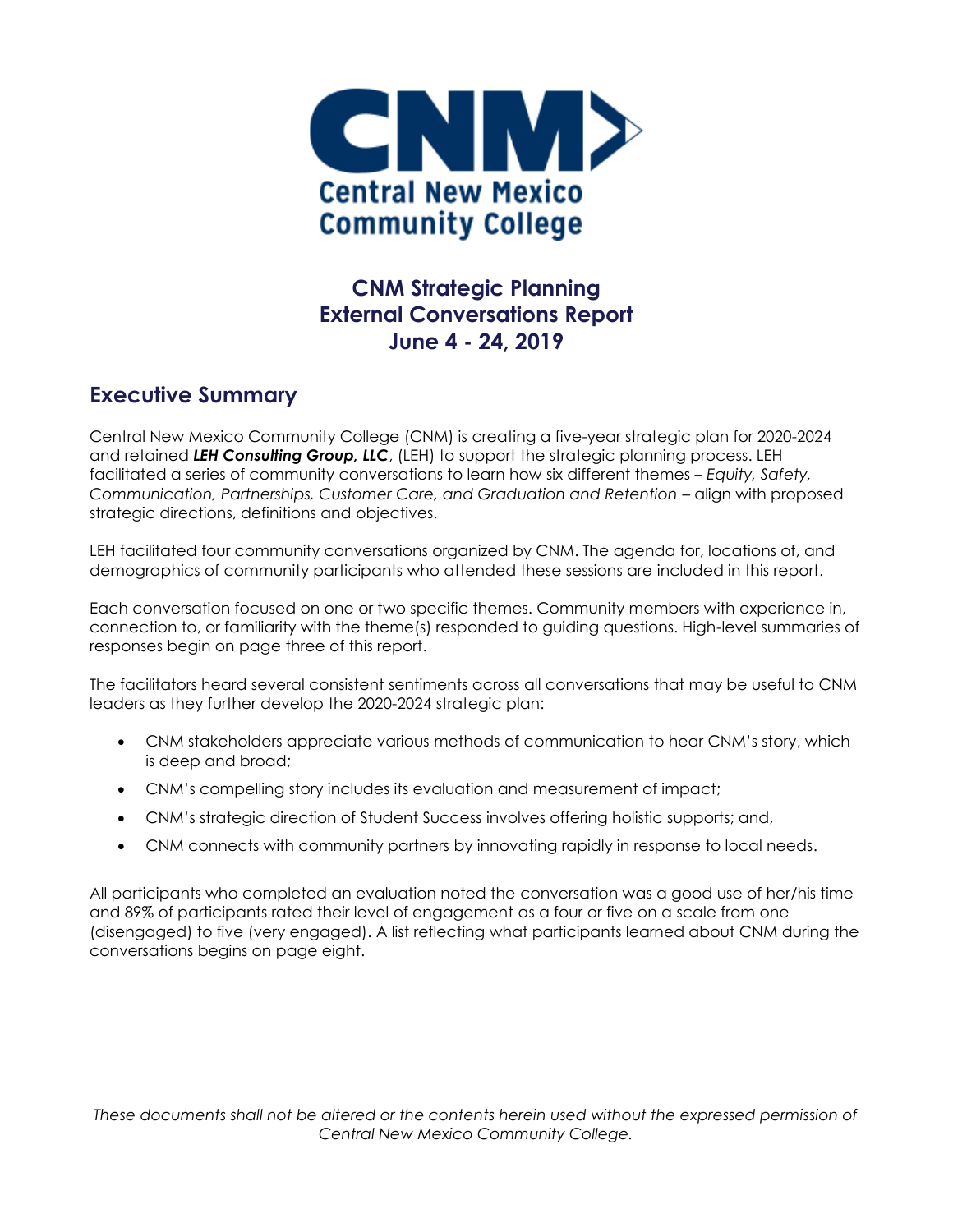CNM

Central New Mexico
Community College

# CNM Strategic Planning
# External Conversations Report
# June 4 - 24, 2019

## Executive Summary

Central New Mexico Community College (CNM) is creating a five-year strategic plan for 2020-2024 and retained ***LEH Consulting Group, LLC***, (LEH) to support the strategic planning process. LEH facilitated a series of community conversations to learn how six different themes – *Equity, Safety, Communication, Partnerships, Customer Care, and Graduation and Retention* – align with proposed strategic directions, definitions and objectives.

LEH facilitated four community conversations organized by CNM. The agenda for, locations of, and demographics of community participants who attended these sessions are included in this report.

Each conversation focused on one or two specific themes. Community members with experience in, connection to, or familiarity with the theme(s) responded to guiding questions. High-level summaries of responses begin on page three of this report.

The facilitators heard several consistent sentiments across all conversations that may be useful to CNM leaders as they further develop the 2020-2024 strategic plan:

- CNM stakeholders appreciate various methods of communication to hear CNM's story, which is deep and broad;
- CNM's compelling story includes its evaluation and measurement of impact;
- CNM's strategic direction of Student Success involves offering holistic supports; and,
- CNM connects with community partners by innovating rapidly in response to local needs.

All participants who completed an evaluation noted the conversation was a good use of her/his time and 89% of participants rated their level of engagement as a four or five on a scale from one (disengaged) to five (very engaged). A list reflecting what participants learned about CNM during the conversations begins on page eight.

*These documents shall not be altered or the contents herein used without the expressed permission of Central New Mexico Community College.*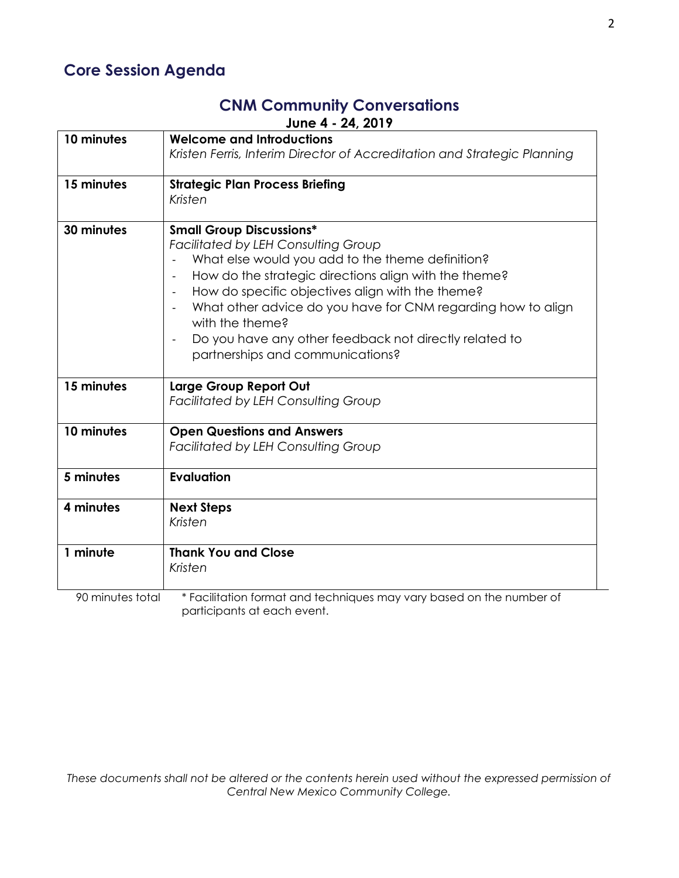## Core Session Agenda

### CNM Community Conversations

**June 4 - 24, 2019**

| | |
|---|---|
| **10 minutes** | **Welcome and Introductions**<br>*Kristen Ferris, Interim Director of Accreditation and Strategic Planning* |
| **15 minutes** | **Strategic Plan Process Briefing**<br>*Kristen* |
| **30 minutes** | **Small Group Discussions***<br>*Facilitated by LEH Consulting Group*<br>- What else would you add to the theme definition?<br>- How do the strategic directions align with the theme?<br>- How do specific objectives align with the theme?<br>- What other advice do you have for CNM regarding how to align with the theme?<br>- Do you have any other feedback not directly related to partnerships and communications? |
| **15 minutes** | **Large Group Report Out**<br>*Facilitated by LEH Consulting Group* |
| **10 minutes** | **Open Questions and Answers**<br>*Facilitated by LEH Consulting Group* |
| **5 minutes** | **Evaluation** |
| **4 minutes** | **Next Steps**<br>*Kristen* |
| **1 minute** | **Thank You and Close**<br>*Kristen* |
| 90 minutes total | * Facilitation format and techniques may vary based on the number of participants at each event. |

*These documents shall not be altered or the contents herein used without the expressed permission of Central New Mexico Community College.*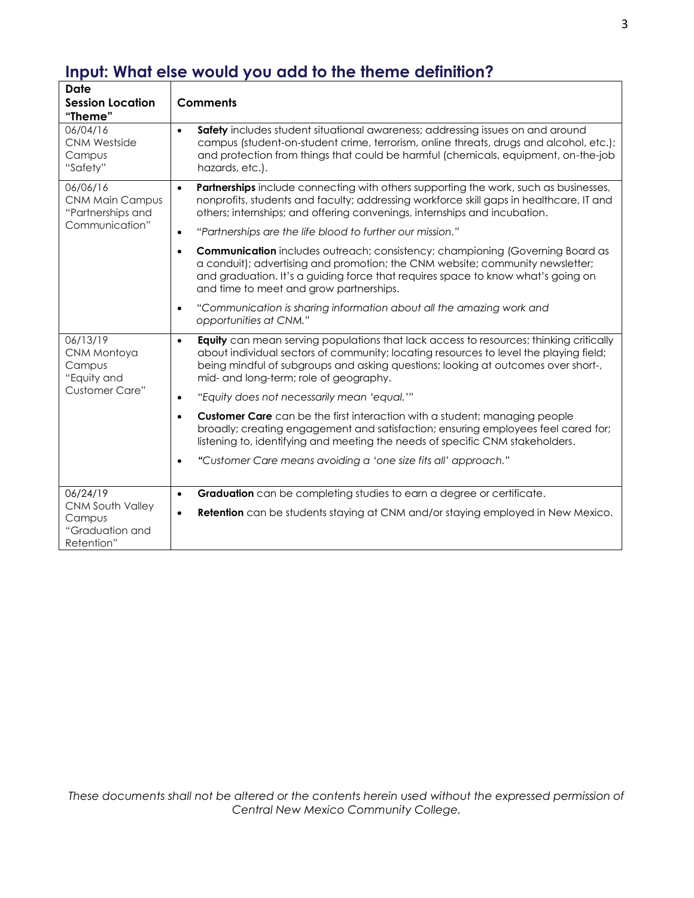## Input: What else would you add to the theme definition?

| Date<br>Session Location<br>"Theme" | Comments |
|---|---|
| 06/04/16<br>CNM Westside Campus<br>"Safety" | • **Safety** includes student situational awareness; addressing issues on and around campus (student-on-student crime, terrorism, online threats, drugs and alcohol, etc.); and protection from things that could be harmful (chemicals, equipment, on-the-job hazards, etc.). |
| 06/06/16<br>CNM Main Campus<br>"Partnerships and Communication" | • **Partnerships** include connecting with others supporting the work, such as businesses, nonprofits, students and faculty; addressing workforce skill gaps in healthcare, IT and others; internships; and offering convenings, internships and incubation.<br>• *"Partnerships are the life blood to further our mission."*<br>• **Communication** includes outreach; consistency; championing (Governing Board as a conduit); advertising and promotion; the CNM website; community newsletter; and graduation. It's a guiding force that requires space to know what's going on and time to meet and grow partnerships.<br>• *"Communication is sharing information about all the amazing work and opportunities at CNM."* |
| 06/13/19<br>CNM Montoya Campus<br>"Equity and Customer Care" | • **Equity** can mean serving populations that lack access to resources; thinking critically about individual sectors of community; locating resources to level the playing field; being mindful of subgroups and asking questions; looking at outcomes over short-, mid- and long-term; role of geography.<br>• *"Equity does not necessarily mean 'equal.'"*<br>• **Customer Care** can be the first interaction with a student; managing people broadly; creating engagement and satisfaction; ensuring employees feel cared for; listening to, identifying and meeting the needs of specific CNM stakeholders.<br>• *"Customer Care means avoiding a 'one size fits all' approach."* |
| 06/24/19<br>CNM South Valley Campus<br>"Graduation and Retention" | • **Graduation** can be completing studies to earn a degree or certificate.<br>• **Retention** can be students staying at CNM and/or staying employed in New Mexico. |

*These documents shall not be altered or the contents herein used without the expressed permission of Central New Mexico Community College.*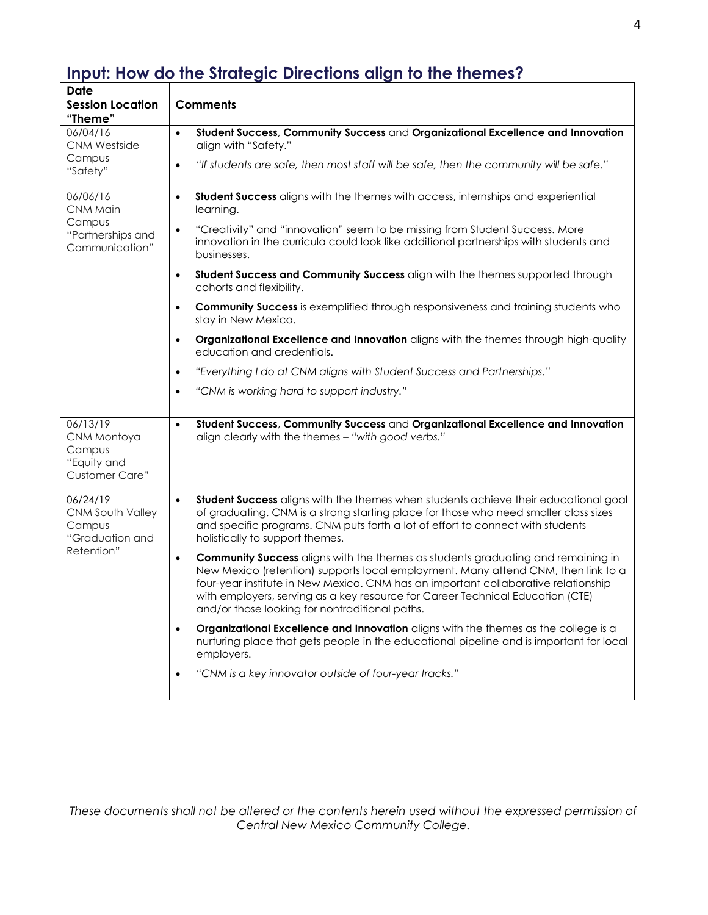## Input: How do the Strategic Directions align to the themes?

| Date<br>Session Location<br>"Theme" | Comments |
|---|---|
| 06/04/16<br>CNM Westside Campus<br>"Safety" | • **Student Success**, **Community Success** and **Organizational Excellence and Innovation** align with "Safety."<br>• *"If students are safe, then most staff will be safe, then the community will be safe."* |
| 06/06/16<br>CNM Main Campus<br>"Partnerships and Communication" | • **Student Success** aligns with the themes with access, internships and experiential learning.<br>• "Creativity" and "innovation" seem to be missing from Student Success. More innovation in the curricula could look like additional partnerships with students and businesses.<br>• **Student Success and Community Success** align with the themes supported through cohorts and flexibility.<br>• **Community Success** is exemplified through responsiveness and training students who stay in New Mexico.<br>• **Organizational Excellence and Innovation** aligns with the themes through high-quality education and credentials.<br>• *"Everything I do at CNM aligns with Student Success and Partnerships."*<br>• *"CNM is working hard to support industry."* |
| 06/13/19<br>CNM Montoya Campus<br>"Equity and Customer Care" | • **Student Success**, **Community Success** and **Organizational Excellence and Innovation** align clearly with the themes – *"with good verbs."* |
| 06/24/19<br>CNM South Valley Campus<br>"Graduation and Retention" | • **Student Success** aligns with the themes when students achieve their educational goal of graduating. CNM is a strong starting place for those who need smaller class sizes and specific programs. CNM puts forth a lot of effort to connect with students holistically to support themes.<br>• **Community Success** aligns with the themes as students graduating and remaining in New Mexico (retention) supports local employment. Many attend CNM, then link to a four-year institute in New Mexico. CNM has an important collaborative relationship with employers, serving as a key resource for Career Technical Education (CTE) and/or those looking for nontraditional paths.<br>• **Organizational Excellence and Innovation** aligns with the themes as the college is a nurturing place that gets people in the educational pipeline and is important for local employers.<br>• *"CNM is a key innovator outside of four-year tracks."* |

*These documents shall not be altered or the contents herein used without the expressed permission of Central New Mexico Community College.*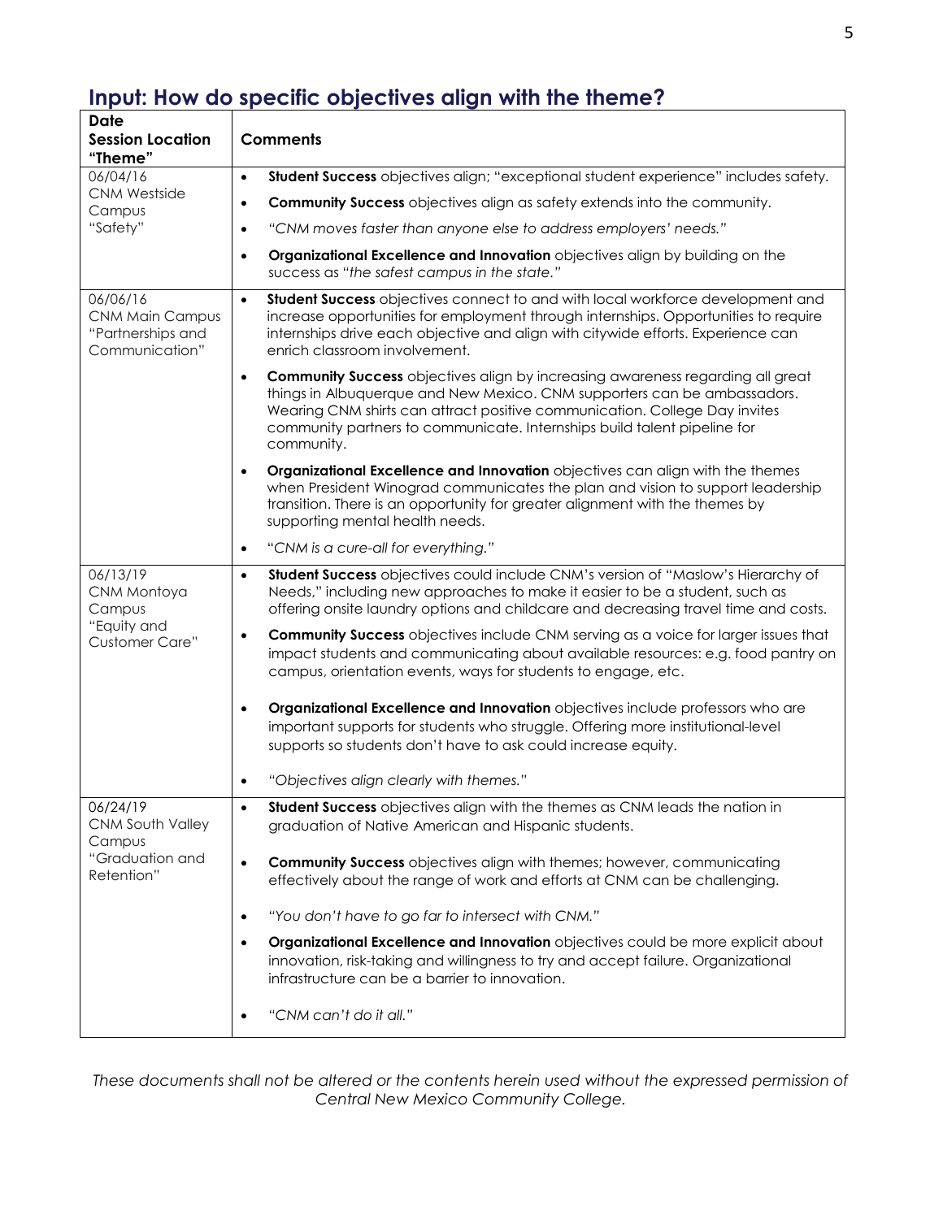## Input: How do specific objectives align with the theme?

| Date<br>Session Location<br>"Theme" | Comments |
|---|---|
| 06/04/16<br>CNM Westside Campus<br>"Safety" | • **Student Success** objectives align; "exceptional student experience" includes safety.<br>• **Community Success** objectives align as safety extends into the community.<br>• *"CNM moves faster than anyone else to address employers' needs."*<br>• **Organizational Excellence and Innovation** objectives align by building on the success as *"the safest campus in the state."* |
| 06/06/16<br>CNM Main Campus<br>"Partnerships and Communication" | • **Student Success** objectives connect to and with local workforce development and increase opportunities for employment through internships. Opportunities to require internships drive each objective and align with citywide efforts. Experience can enrich classroom involvement.<br>• **Community Success** objectives align by increasing awareness regarding all great things in Albuquerque and New Mexico. CNM supporters can be ambassadors. Wearing CNM shirts can attract positive communication. College Day invites community partners to communicate. Internships build talent pipeline for community.<br>• **Organizational Excellence and Innovation** objectives can align with the themes when President Winograd communicates the plan and vision to support leadership transition. There is an opportunity for greater alignment with the themes by supporting mental health needs.<br>• *"CNM is a cure-all for everything."* |
| 06/13/19<br>CNM Montoya Campus<br>"Equity and Customer Care" | • **Student Success** objectives could include CNM's version of "Maslow's Hierarchy of Needs," including new approaches to make it easier to be a student, such as offering onsite laundry options and childcare and decreasing travel time and costs.<br>• **Community Success** objectives include CNM serving as a voice for larger issues that impact students and communicating about available resources: e.g. food pantry on campus, orientation events, ways for students to engage, etc.<br>• **Organizational Excellence and Innovation** objectives include professors who are important supports for students who struggle. Offering more institutional-level supports so students don't have to ask could increase equity.<br>• *"Objectives align clearly with themes."* |
| 06/24/19<br>CNM South Valley Campus<br>"Graduation and Retention" | • **Student Success** objectives align with the themes as CNM leads the nation in graduation of Native American and Hispanic students.<br>• **Community Success** objectives align with themes; however, communicating effectively about the range of work and efforts at CNM can be challenging.<br>• *"You don't have to go far to intersect with CNM."*<br>• **Organizational Excellence and Innovation** objectives could be more explicit about innovation, risk-taking and willingness to try and accept failure. Organizational infrastructure can be a barrier to innovation.<br>• *"CNM can't do it all."* |

*These documents shall not be altered or the contents herein used without the expressed permission of Central New Mexico Community College.*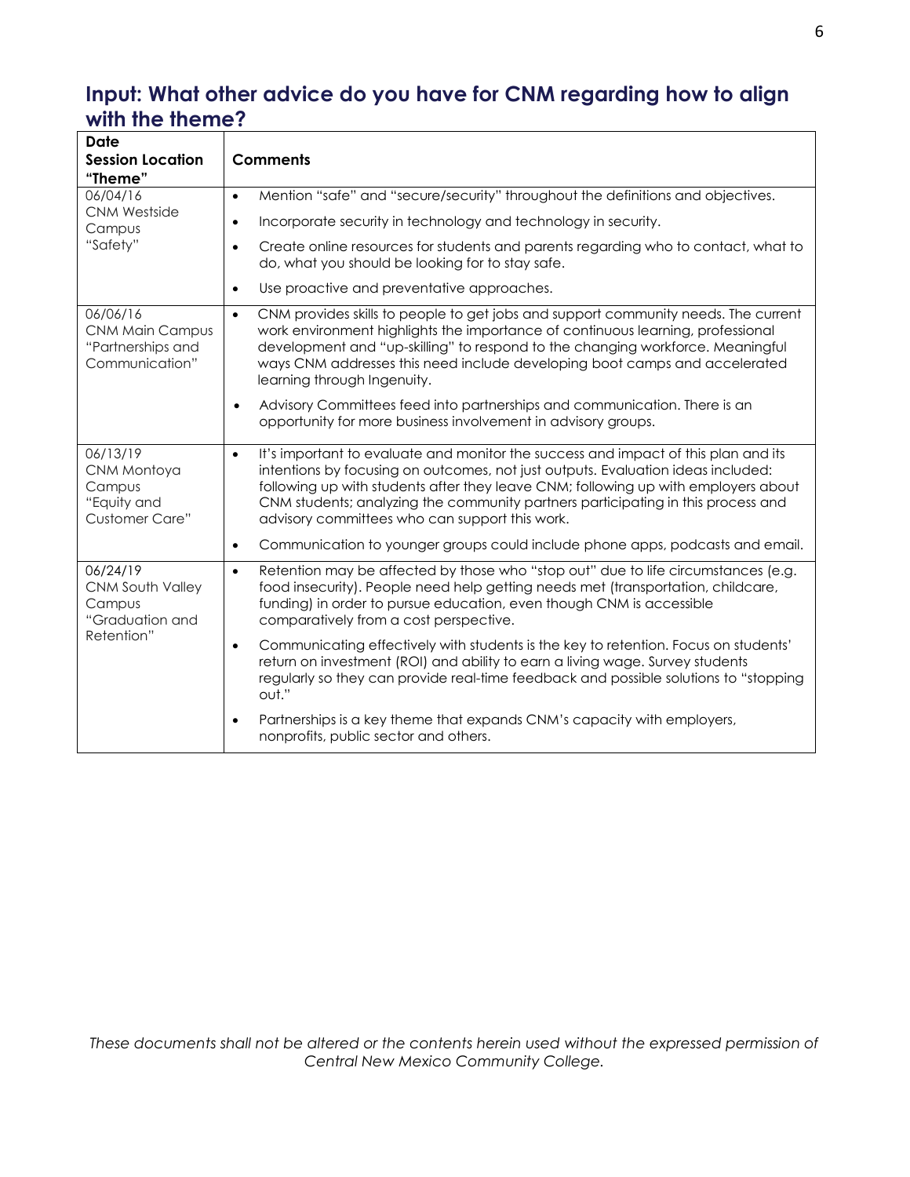## Input: What other advice do you have for CNM regarding how to align with the theme?

| Date<br>Session Location<br>"Theme" | Comments |
|---|---|
| 06/04/16<br>CNM Westside Campus<br>"Safety" | • Mention "safe" and "secure/security" throughout the definitions and objectives.<br>• Incorporate security in technology and technology in security.<br>• Create online resources for students and parents regarding who to contact, what to do, what you should be looking for to stay safe.<br>• Use proactive and preventative approaches. |
| 06/06/16<br>CNM Main Campus<br>"Partnerships and Communication" | • CNM provides skills to people to get jobs and support community needs. The current work environment highlights the importance of continuous learning, professional development and "up-skilling" to respond to the changing workforce. Meaningful ways CNM addresses this need include developing boot camps and accelerated learning through Ingenuity.<br>• Advisory Committees feed into partnerships and communication. There is an opportunity for more business involvement in advisory groups. |
| 06/13/19<br>CNM Montoya Campus<br>"Equity and Customer Care" | • It's important to evaluate and monitor the success and impact of this plan and its intentions by focusing on outcomes, not just outputs. Evaluation ideas included: following up with students after they leave CNM; following up with employers about CNM students; analyzing the community partners participating in this process and advisory committees who can support this work.<br>• Communication to younger groups could include phone apps, podcasts and email. |
| 06/24/19<br>CNM South Valley Campus<br>"Graduation and Retention" | • Retention may be affected by those who "stop out" due to life circumstances (e.g. food insecurity). People need help getting needs met (transportation, childcare, funding) in order to pursue education, even though CNM is accessible comparatively from a cost perspective.<br>• Communicating effectively with students is the key to retention. Focus on students' return on investment (ROI) and ability to earn a living wage. Survey students regularly so they can provide real-time feedback and possible solutions to "stopping out."<br>• Partnerships is a key theme that expands CNM's capacity with employers, nonprofits, public sector and others. |

*These documents shall not be altered or the contents herein used without the expressed permission of Central New Mexico Community College.*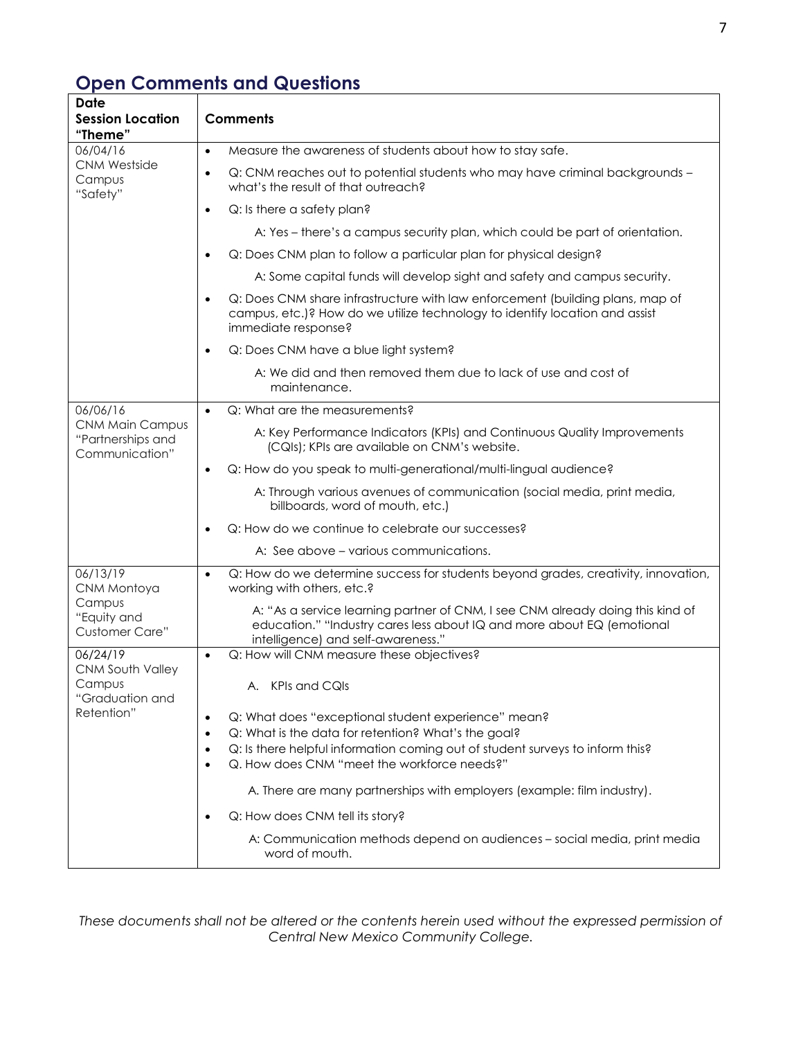## Open Comments and Questions

| Date<br>Session Location<br>"Theme" | Comments |
|---|---|
| 06/04/16<br>CNM Westside Campus<br>"Safety" | • Measure the awareness of students about how to stay safe.<br>• Q: CNM reaches out to potential students who may have criminal backgrounds – what's the result of that outreach?<br>• Q: Is there a safety plan?<br>A: Yes – there's a campus security plan, which could be part of orientation.<br>• Q: Does CNM plan to follow a particular plan for physical design?<br>A: Some capital funds will develop sight and safety and campus security.<br>• Q: Does CNM share infrastructure with law enforcement (building plans, map of campus, etc.)? How do we utilize technology to identify location and assist immediate response?<br>• Q: Does CNM have a blue light system?<br>A: We did and then removed them due to lack of use and cost of maintenance. |
| 06/06/16<br>CNM Main Campus<br>"Partnerships and Communication" | • Q: What are the measurements?<br>A: Key Performance Indicators (KPIs) and Continuous Quality Improvements (CQIs); KPIs are available on CNM's website.<br>• Q: How do you speak to multi-generational/multi-lingual audience?<br>A: Through various avenues of communication (social media, print media, billboards, word of mouth, etc.)<br>• Q: How do we continue to celebrate our successes?<br>A: See above – various communications. |
| 06/13/19<br>CNM Montoya Campus<br>"Equity and Customer Care" | • Q: How do we determine success for students beyond grades, creativity, innovation, working with others, etc.?<br>A: "As a service learning partner of CNM, I see CNM already doing this kind of education." "Industry cares less about IQ and more about EQ (emotional intelligence) and self-awareness." |
| 06/24/19<br>CNM South Valley Campus<br>"Graduation and Retention" | • Q: How will CNM measure these objectives?<br>A. KPIs and CQIs<br>• Q: What does "exceptional student experience" mean?<br>• Q: What is the data for retention? What's the goal?<br>• Q: Is there helpful information coming out of student surveys to inform this?<br>• Q. How does CNM "meet the workforce needs?"<br>A. There are many partnerships with employers (example: film industry).<br>• Q: How does CNM tell its story?<br>A: Communication methods depend on audiences – social media, print media word of mouth. |

*These documents shall not be altered or the contents herein used without the expressed permission of Central New Mexico Community College.*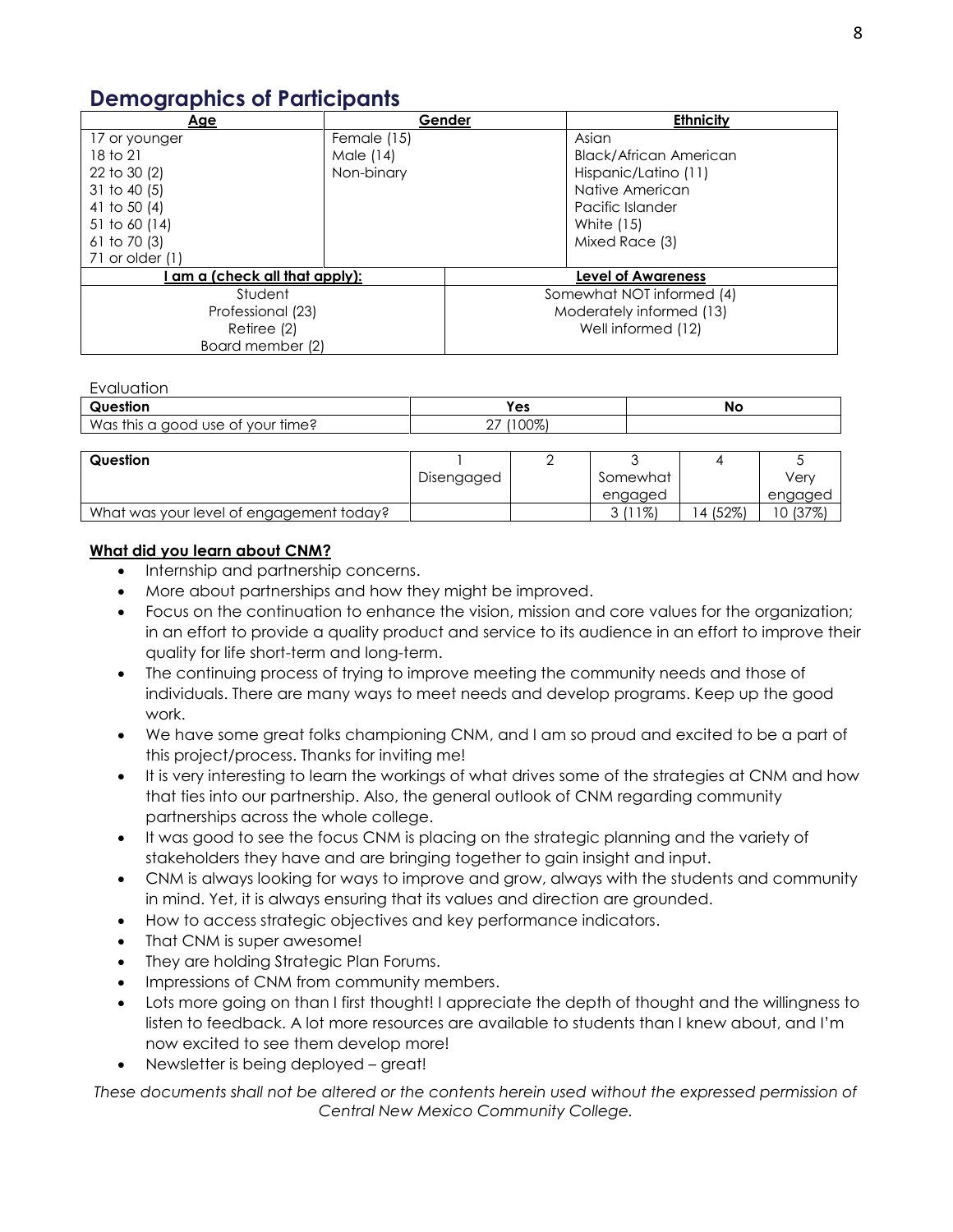## Demographics of Participants

| Age | Gender | | Ethnicity |
|---|---|---|---|
| 17 or younger | Female (15) | | Asian |
| 18 to 21 | Male (14) | | Black/African American |
| 22 to 30 (2) | Non-binary | | Hispanic/Latino (11) |
| 31 to 40 (5) | | | Native American |
| 41 to 50 (4) | | | Pacific Islander |
| 51 to 60 (14) | | | White (15) |
| 61 to 70 (3) | | | Mixed Race (3) |
| 71 or older (1) | | | |
| **I am a (check all that apply):** | | **Level of Awareness** | |
| Student | | Somewhat NOT informed (4) | |
| Professional (23) | | Moderately informed (13) | |
| Retiree (2) | | Well informed (12) | |
| Board member (2) | | | |

Evaluation

| Question | Yes | No |
|---|---|---|
| Was this a good use of your time? | 27 (100%) | |

| Question | 1 Disengaged | 2 | 3 Somewhat engaged | 4 | 5 Very engaged |
|---|---|---|---|---|---|
| What was your level of engagement today? | | | 3 (11%) | 14 (52%) | 10 (37%) |

**What did you learn about CNM?**

- Internship and partnership concerns.
- More about partnerships and how they might be improved.
- Focus on the continuation to enhance the vision, mission and core values for the organization; in an effort to provide a quality product and service to its audience in an effort to improve their quality for life short-term and long-term.
- The continuing process of trying to improve meeting the community needs and those of individuals. There are many ways to meet needs and develop programs. Keep up the good work.
- We have some great folks championing CNM, and I am so proud and excited to be a part of this project/process. Thanks for inviting me!
- It is very interesting to learn the workings of what drives some of the strategies at CNM and how that ties into our partnership. Also, the general outlook of CNM regarding community partnerships across the whole college.
- It was good to see the focus CNM is placing on the strategic planning and the variety of stakeholders they have and are bringing together to gain insight and input.
- CNM is always looking for ways to improve and grow, always with the students and community in mind. Yet, it is always ensuring that its values and direction are grounded.
- How to access strategic objectives and key performance indicators.
- That CNM is super awesome!
- They are holding Strategic Plan Forums.
- Impressions of CNM from community members.
- Lots more going on than I first thought! I appreciate the depth of thought and the willingness to listen to feedback. A lot more resources are available to students than I knew about, and I'm now excited to see them develop more!
- Newsletter is being deployed – great!

*These documents shall not be altered or the contents herein used without the expressed permission of Central New Mexico Community College.*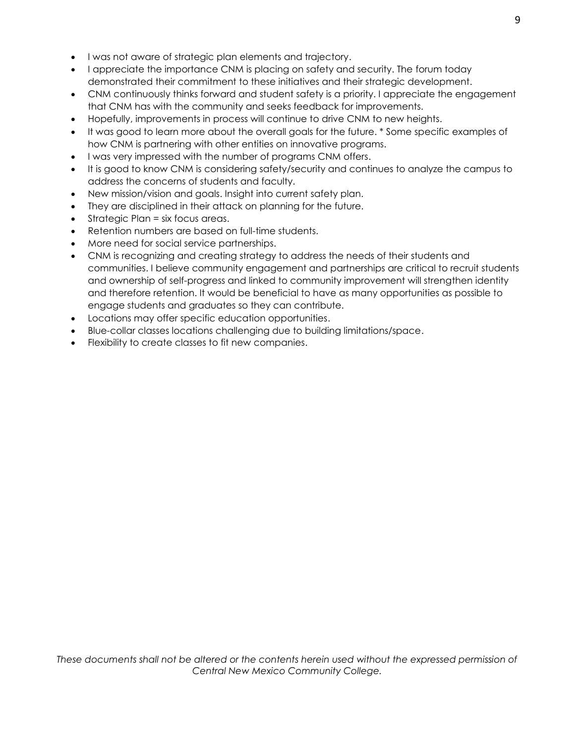- I was not aware of strategic plan elements and trajectory.
- I appreciate the importance CNM is placing on safety and security. The forum today demonstrated their commitment to these initiatives and their strategic development.
- CNM continuously thinks forward and student safety is a priority. I appreciate the engagement that CNM has with the community and seeks feedback for improvements.
- Hopefully, improvements in process will continue to drive CNM to new heights.
- It was good to learn more about the overall goals for the future. * Some specific examples of how CNM is partnering with other entities on innovative programs.
- I was very impressed with the number of programs CNM offers.
- It is good to know CNM is considering safety/security and continues to analyze the campus to address the concerns of students and faculty.
- New mission/vision and goals. Insight into current safety plan.
- They are disciplined in their attack on planning for the future.
- Strategic Plan = six focus areas.
- Retention numbers are based on full-time students.
- More need for social service partnerships.
- CNM is recognizing and creating strategy to address the needs of their students and communities. I believe community engagement and partnerships are critical to recruit students and ownership of self-progress and linked to community improvement will strengthen identity and therefore retention. It would be beneficial to have as many opportunities as possible to engage students and graduates so they can contribute.
- Locations may offer specific education opportunities.
- Blue-collar classes locations challenging due to building limitations/space.
- Flexibility to create classes to fit new companies.

*These documents shall not be altered or the contents herein used without the expressed permission of Central New Mexico Community College.*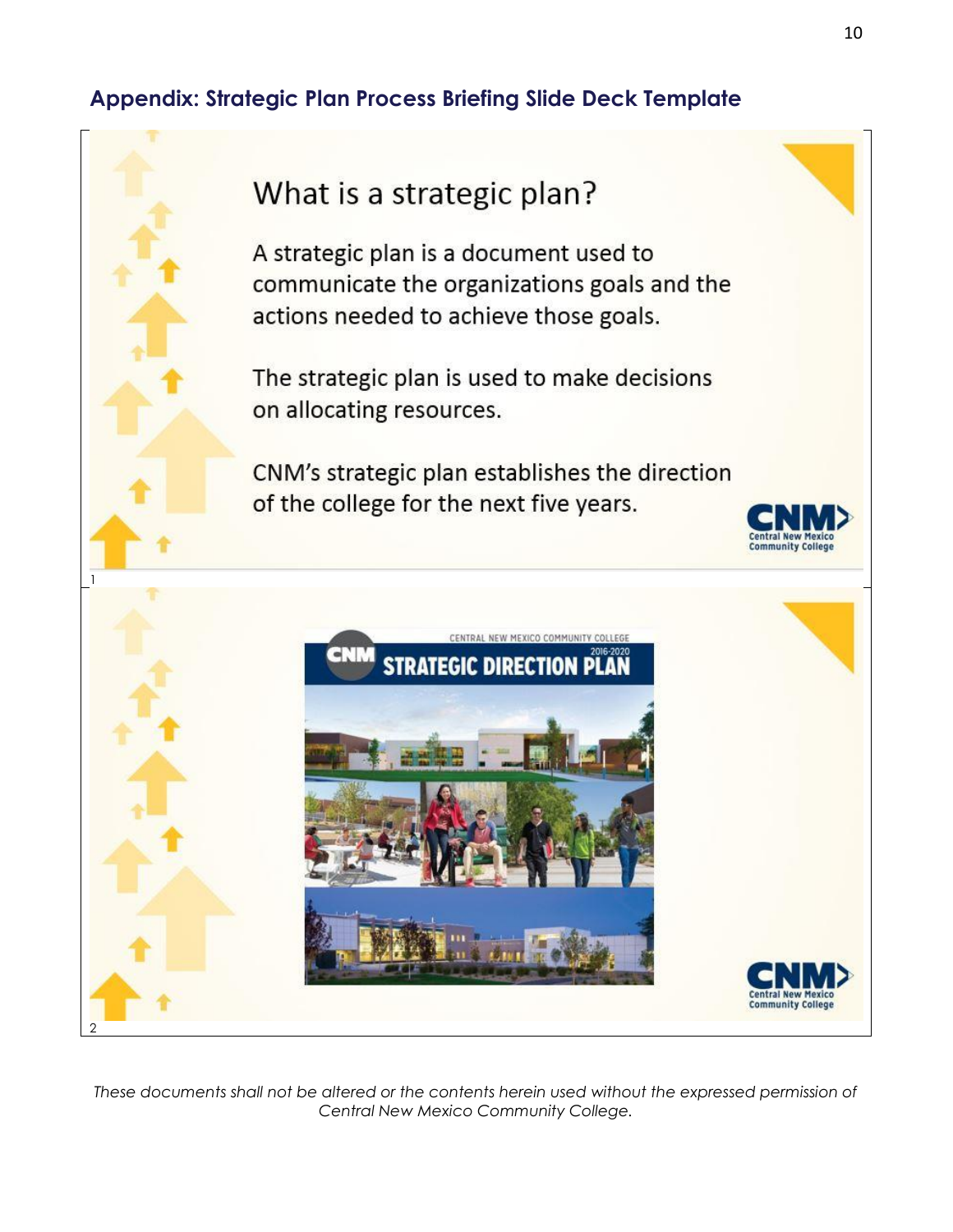## Appendix: Strategic Plan Process Briefing Slide Deck Template

What is a strategic plan?

A strategic plan is a document used to communicate the organizations goals and the actions needed to achieve those goals.

The strategic plan is used to make decisions on allocating resources.

CNM's strategic plan establishes the direction of the college for the next five years.

CNM Central New Mexico Community College

1

CENTRAL NEW MEXICO COMMUNITY COLLEGE

CNM STRATEGIC DIRECTION PLAN 2016-2020

CNM Central New Mexico Community College

2

*These documents shall not be altered or the contents herein used without the expressed permission of Central New Mexico Community College.*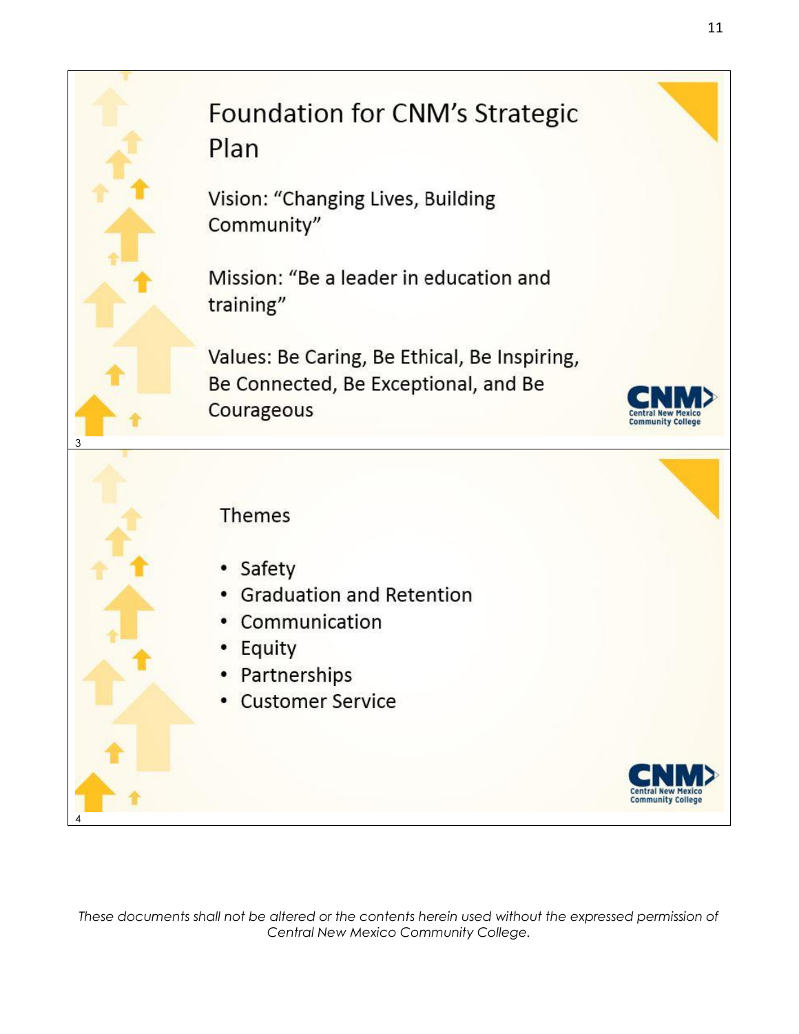## Foundation for CNM's Strategic Plan

Vision: "Changing Lives, Building Community"

Mission: "Be a leader in education and training"

Values: Be Caring, Be Ethical, Be Inspiring, Be Connected, Be Exceptional, and Be Courageous

## Themes

- Safety
- Graduation and Retention
- Communication
- Equity
- Partnerships
- Customer Service

*These documents shall not be altered or the contents herein used without the expressed permission of Central New Mexico Community College.*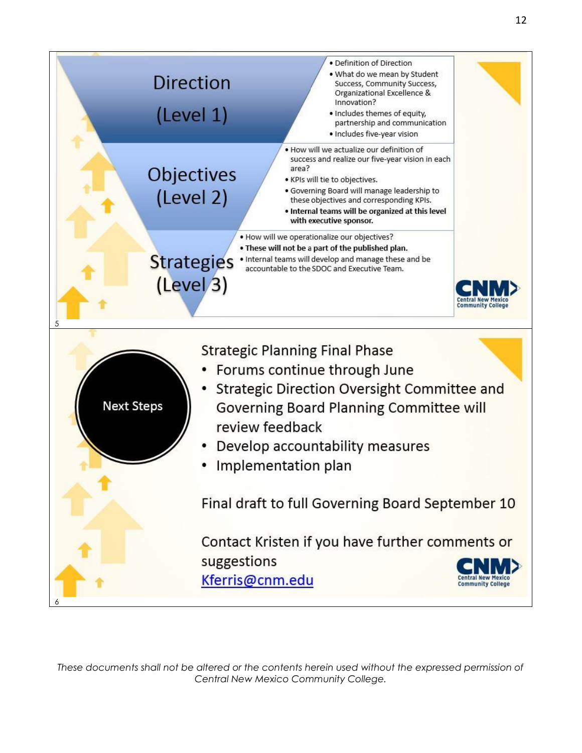## Direction (Level 1)

- Definition of Direction
- What do we mean by Student Success, Community Success, Organizational Excellence & Innovation?
- Includes themes of equity, partnership and communication
- Includes five-year vision

## Objectives (Level 2)

- How will we actualize our definition of success and realize our five-year vision in each area?
- KPIs will tie to objectives.
- Governing Board will manage leadership to these objectives and corresponding KPIs.
- **Internal teams will be organized at this level with executive sponsor.**

## Strategies (Level 3)

- How will we operationalize our objectives?
- **These will not be a part of the published plan.**
- Internal teams will develop and manage these and be accountable to the SDOC and Executive Team.

CNM Central New Mexico Community College

5

## Next Steps

Strategic Planning Final Phase

- Forums continue through June
- Strategic Direction Oversight Committee and Governing Board Planning Committee will review feedback
- Develop accountability measures
- Implementation plan

Final draft to full Governing Board September 10

Contact Kristen if you have further comments or suggestions
Kferris@cnm.edu

CNM Central New Mexico Community College

6

*These documents shall not be altered or the contents herein used without the expressed permission of Central New Mexico Community College.*